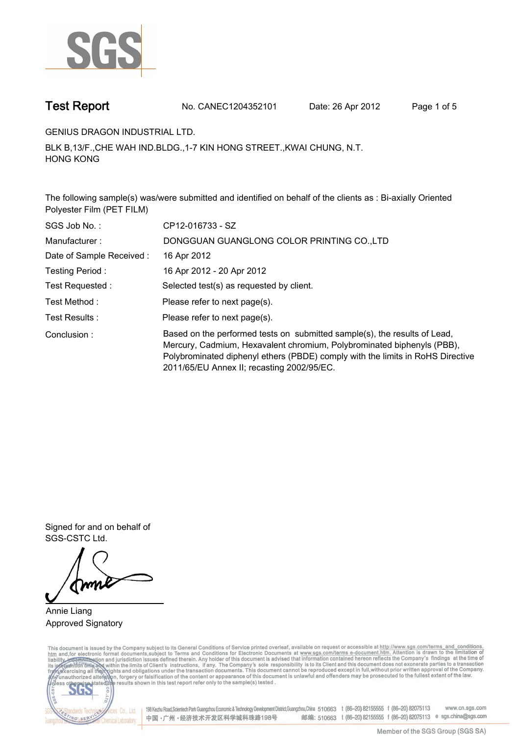# Test Report

No. CANEC1204352101 Date: 26 Apr 2012

GENIUS DRAGON INDUSTRIAL LTD.

BLK B,13/F.,CHE WAH IND.BLDG.,1-7 KIN HONG STREET.,KWAI CHUNG, N.T. HONG KONG

The following sample(s) was/were submitted and identified on behalf of the clients as : Bi-axially Oriented Polyester Film (PET FILM)

| | |
|---|---|
| SGS Job No. : | CP12-016733 - SZ |
| Manufacturer : | DONGGUAN GUANGLONG COLOR PRINTING CO.,LTD |
| Date of Sample Received : | 16 Apr 2012 |
| Testing Period : | 16 Apr 2012 - 20 Apr 2012 |
| Test Requested : | Selected test(s) as requested by client. |
| Test Method : | Please refer to next page(s). |
| Test Results : | Please refer to next page(s). |
| Conclusion : | Based on the performed tests on submitted sample(s), the results of Lead, Mercury, Cadmium, Hexavalent chromium, Polybrominated biphenyls (PBB), Polybrominated diphenyl ethers (PBDE) comply with the limits in RoHS Directive 2011/65/EU Annex II; recasting 2002/95/EC. |

Signed for and on behalf of
SGS-CSTC Ltd.

Annie Liang
Approved Signatory

This document is issued by the Company subject to its General Conditions of Service printed overleaf, available on request or accessible at http://www.sgs.com/terms_and_conditions.htm and,for electronic format documents,subject to Terms and Conditions for Electronic Documents at www.sgs.com/terms_e-document.htm. Attention is drawn to the limitation of liability, indemnification and jurisdiction issues defined therein. Any holder of this document is advised that information contained hereon reflects the Company's findings at the time of its intervention only and within the limits of Client's instructions, if any. The Company's sole responsibility is to its Client and this document does not exonerate parties to a transaction from exercising all their rights and obligations under the transaction documents. This document cannot be reproduced except in full,without prior written approval of the Company. Any unauthorized alteration, forgery or falsification of the content or appearance of this document is unlawful and offenders may be prosecuted to the fullest extent of the law. Unless otherwise stated the results shown in this test report refer only to the sample(s) tested .

198 Kezhu Road,Scientech Park Guangzhou Economic & Technology Development District,Guangzhou,China 510663 t (86–20) 82155555 f (86–20) 82075113 www.cn.sgs.com
中国・广州・经济技术开发区科学城科珠路198号 邮编: 510663 t (86–20) 82155555 f (86–20) 82075113 e sgs.china@sgs.com

Member of the SGS Group (SGS SA)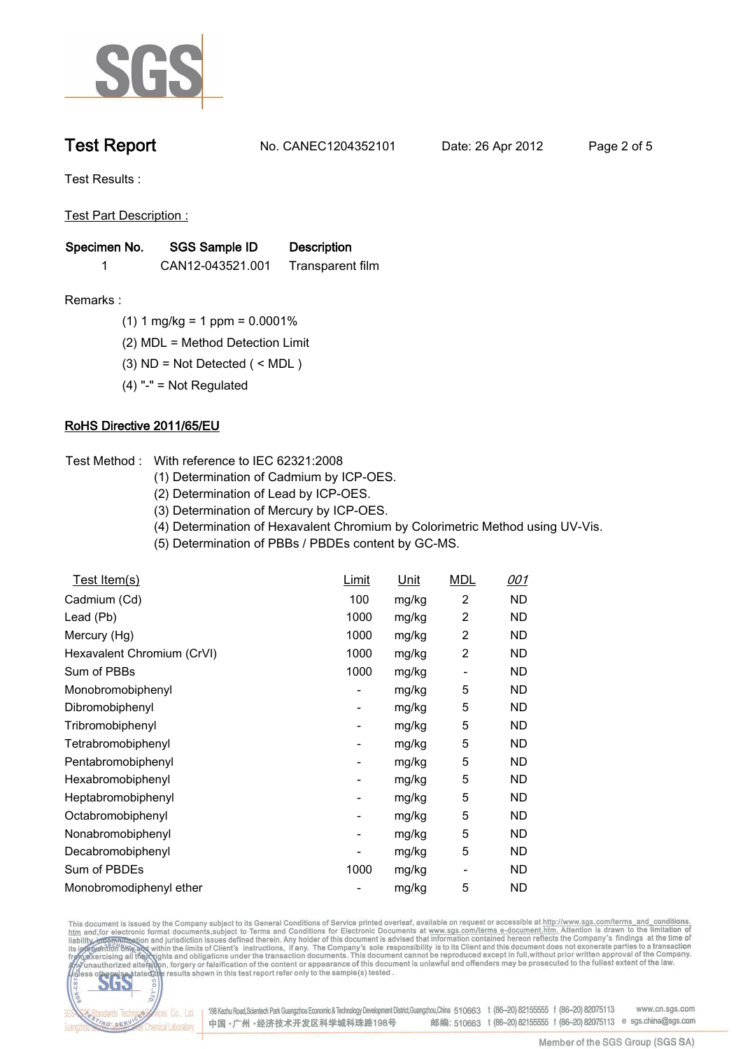# Test Report

No. CANEC1204352101 Date: 26 Apr 2012

Test Results :

Test Part Description :

| Specimen No. | SGS Sample ID | Description |
|---|---|---|
| 1 | CAN12-043521.001 | Transparent film |

Remarks :

(1) 1 mg/kg = 1 ppm = 0.0001%

(2) MDL = Method Detection Limit

(3) ND = Not Detected ( < MDL )

(4) "-" = Not Regulated

## RoHS Directive 2011/65/EU

Test Method : With reference to IEC 62321:2008

(1) Determination of Cadmium by ICP-OES.

(2) Determination of Lead by ICP-OES.

(3) Determination of Mercury by ICP-OES.

(4) Determination of Hexavalent Chromium by Colorimetric Method using UV-Vis.

(5) Determination of PBBs / PBDEs content by GC-MS.

| Test Item(s) | Limit | Unit | MDL | 001 |
|---|---|---|---|---|
| Cadmium (Cd) | 100 | mg/kg | 2 | ND |
| Lead (Pb) | 1000 | mg/kg | 2 | ND |
| Mercury (Hg) | 1000 | mg/kg | 2 | ND |
| Hexavalent Chromium (CrVI) | 1000 | mg/kg | 2 | ND |
| Sum of PBBs | 1000 | mg/kg | - | ND |
| Monobromobiphenyl | - | mg/kg | 5 | ND |
| Dibromobiphenyl | - | mg/kg | 5 | ND |
| Tribromobiphenyl | - | mg/kg | 5 | ND |
| Tetrabromobiphenyl | - | mg/kg | 5 | ND |
| Pentabromobiphenyl | - | mg/kg | 5 | ND |
| Hexabromobiphenyl | - | mg/kg | 5 | ND |
| Heptabromobiphenyl | - | mg/kg | 5 | ND |
| Octabromobiphenyl | - | mg/kg | 5 | ND |
| Nonabromobiphenyl | - | mg/kg | 5 | ND |
| Decabromobiphenyl | - | mg/kg | 5 | ND |
| Sum of PBDEs | 1000 | mg/kg | - | ND |
| Monobromodiphenyl ether | - | mg/kg | 5 | ND |

This document is issued by the Company subject to its General Conditions of Service printed overleaf, available on request or accessible at http://www.sgs.com/terms_and_conditions.htm and,for electronic format documents,subject to Terms and Conditions for Electronic Documents at www.sgs.com/terms_e-document.htm. Attention is drawn to the limitation of liability, indemnification and jurisdiction issues defined therein. Any holder of this document is advised that information contained hereon reflects the Company's findings at the time of its intervention only and within the limits of Client's instructions, if any. The Company's sole responsibility is to its Client and this document does not exonerate parties to a transaction from exercising all their rights and obligations under the transaction documents. This document cannot be reproduced except in full,without prior written approval of the Company. Any unauthorized alteration, forgery or falsification of the content or appearance of this document is unlawful and offenders may be prosecuted to the fullest extent of the law. Unless otherwise stated the results shown in this test report refer only to the sample(s) tested .

198 Kezhu Road,Scientech Park Guangzhou Economic & Technology Development District,Guangzhou,China 510663 t (86–20) 82155555 f (86–20) 82075113 www.cn.sgs.com
中国·广州·经济技术开发区科学城科珠路198号 邮编: 510663 t (86–20) 82155555 f (86–20) 82075113 e sgs.china@sgs.com

Member of the SGS Group (SGS SA)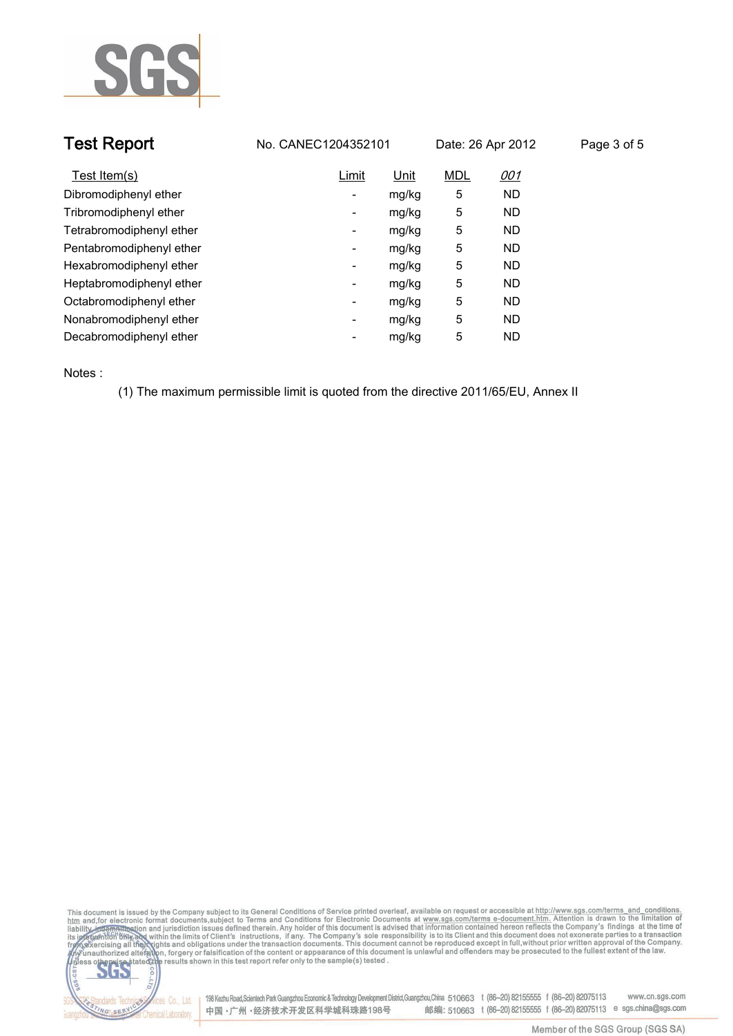| Test Item(s) | Limit | Unit | MDL | 001 |
|---|---|---|---|---|
| Dibromodiphenyl ether | - | mg/kg | 5 | ND |
| Tribromodiphenyl ether | - | mg/kg | 5 | ND |
| Tetrabromodiphenyl ether | - | mg/kg | 5 | ND |
| Pentabromodiphenyl ether | - | mg/kg | 5 | ND |
| Hexabromodiphenyl ether | - | mg/kg | 5 | ND |
| Heptabromodiphenyl ether | - | mg/kg | 5 | ND |
| Octabromodiphenyl ether | - | mg/kg | 5 | ND |
| Nonabromodiphenyl ether | - | mg/kg | 5 | ND |
| Decabromodiphenyl ether | - | mg/kg | 5 | ND |

Notes :

(1) The maximum permissible limit is quoted from the directive 2011/65/EU, Annex II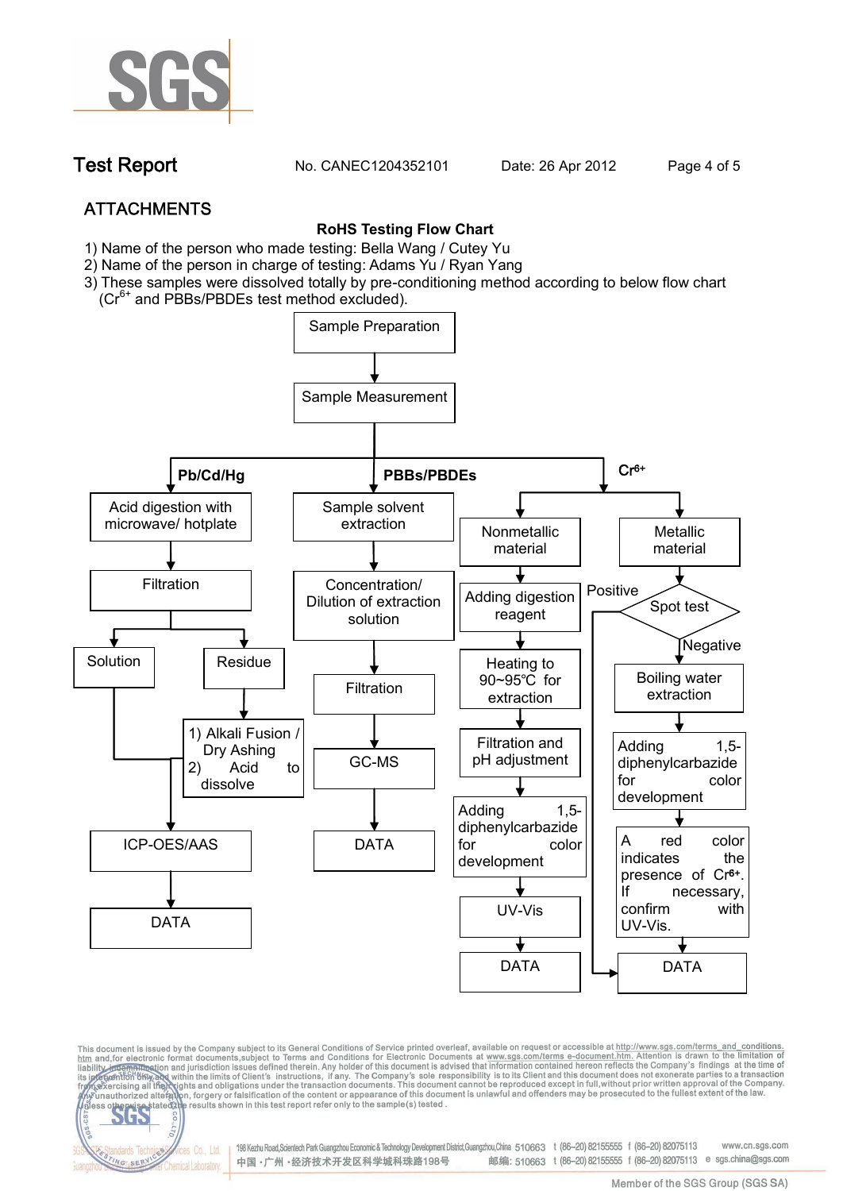## ATTACHMENTS

**RoHS Testing Flow Chart**

1) Name of the person who made testing: Bella Wang / Cutey Yu
2) Name of the person in charge of testing: Adams Yu / Ryan Yang
3) These samples were dissolved totally by pre-conditioning method according to below flow chart ($Cr^{6+}$ and PBBs/PBDEs test method excluded).

Sample Preparation → Sample Measurement

**Pb/Cd/Hg**

- Acid digestion with microwave/ hotplate
- Filtration
  - Solution → ICP-OES/AAS
  - Residue → 1) Alkali Fusion / Dry Ashing 2) Acid to dissolve → ICP-OES/AAS
- ICP-OES/AAS
- DATA

**PBBs/PBDEs**

- Sample solvent extraction
- Concentration/ Dilution of extraction solution
- Filtration
- GC-MS
- DATA

**$Cr^{6+}$**

Nonmetallic material:

- Adding digestion reagent
- Heating to 90~95℃ for extraction
- Filtration and pH adjustment
- Adding 1,5-diphenylcarbazide for color development
- UV-Vis
- DATA

Metallic material:

- Spot test
  - Positive → DATA
  - Negative → Boiling water extraction
- Adding 1,5-diphenylcarbazide for color development
- A red color indicates the presence of $Cr^{6+}$. If necessary, confirm with UV-Vis.
- DATA

This document is issued by the Company subject to its General Conditions of Service printed overleaf, available on request or accessible at http://www.sgs.com/terms_and_conditions.htm and,for electronic format documents,subject to Terms and Conditions for Electronic Documents at www.sgs.com/terms_e-document.htm. Attention is drawn to the limitation of liability, indemnification and jurisdiction issues defined therein. Any holder of this document is advised that information contained hereon reflects the Company's findings at the time of its intervention only and within the limits of Client's instructions, if any. The Company's sole responsibility is to its Client and this document does not exonerate parties to a transaction from exercising all their rights and obligations under the transaction documents. This document cannot be reproduced except in full,without prior written approval of the Company. Any unauthorized alteration, forgery or falsification of the content or appearance of this document is unlawful and offenders may be prosecuted to the fullest extent of the law. Unless otherwise stated the results shown in this test report refer only to the sample(s) tested .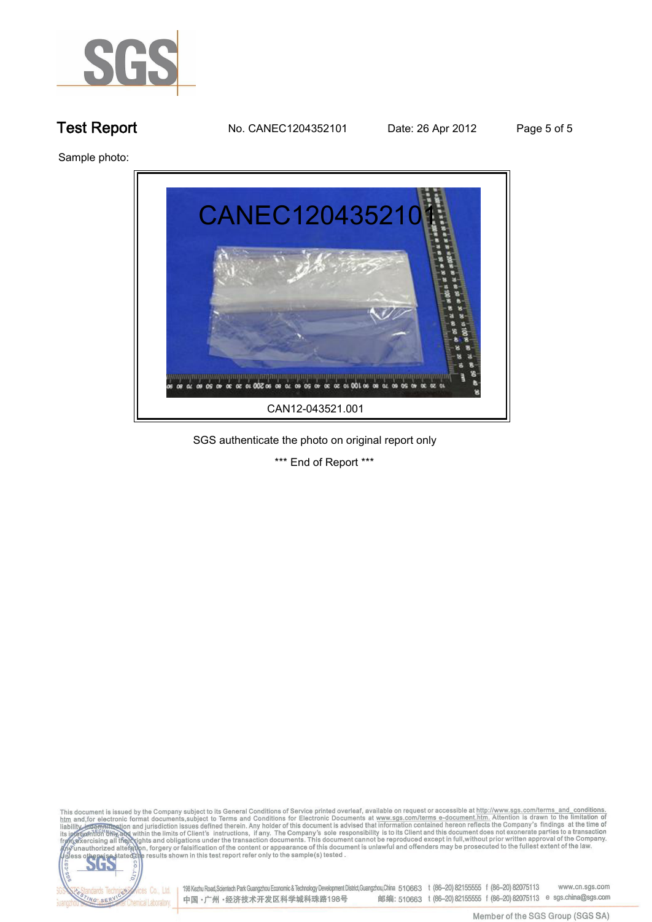**Test Report** No. CANEC1204352101 Date: 26 Apr 2012

Sample photo:

CAN12-043521.001

SGS authenticate the photo on original report only

\*\*\* End of Report \*\*\*

This document is issued by the Company subject to its General Conditions of Service printed overleaf, available on request or accessible at http://www.sgs.com/terms_and_conditions.htm and, for electronic format documents, subject to Terms and Conditions for Electronic Documents at www.sgs.com/terms_e-document.htm. Attention is drawn to the limitation of liability, indemnification and jurisdiction issues defined therein. Any holder of this document is advised that information contained hereon reflects the Company's findings at the time of its intervention only and within the limits of Client's instructions, if any. The Company's sole responsibility is to its Client and this document does not exonerate parties to a transaction from exercising all their rights and obligations under the transaction documents. This document cannot be reproduced except in full, without prior written approval of the Company. Any unauthorized alteration, forgery or falsification of the content or appearance of this document is unlawful and offenders may be prosecuted to the fullest extent of the law. Unless otherwise stated the results shown in this test report refer only to the sample(s) tested.

SGS-CSTC Standards Technical Services Co., Ltd. Guangzhou Branch Chemical Laboratory

198 Kezhu Road, Scientech Park Guangzhou Economic & Technology Development District, Guangzhou, China 510663 t (86–20) 82155555 f (86–20) 82075113 www.cn.sgs.com

中国·广州·经济技术开发区科学城科珠路198号 邮编: 510663 t (86–20) 82155555 f (86–20) 82075113 e sgs.china@sgs.com

Member of the SGS Group (SGS SA)